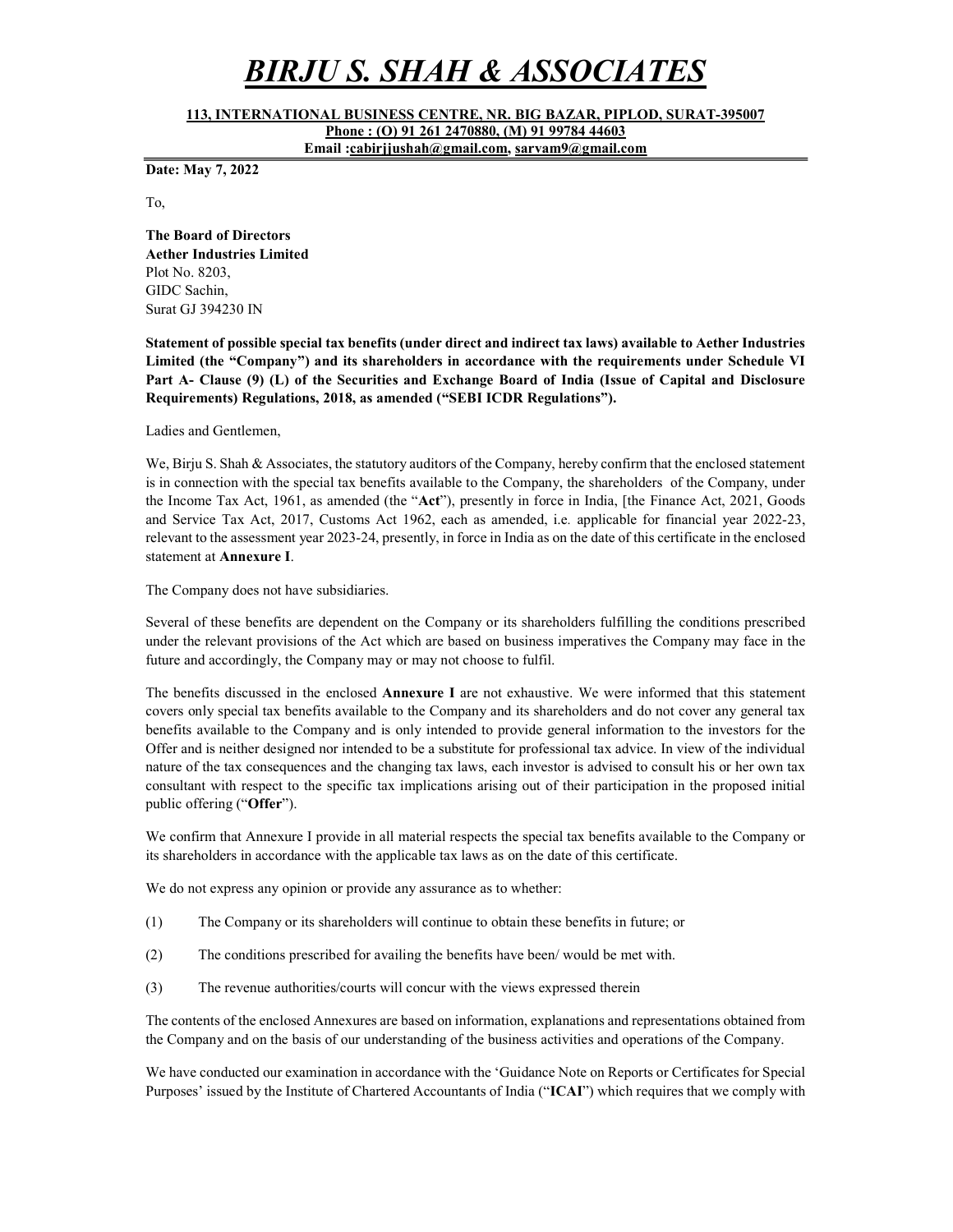# *BIRJU S. SHAH & ASSOCIATES*

**113, INTERNATIONAL BUSINESS CENTRE, NR. BIG BAZAR, PIPLOD, SURAT-395007**
**Phone : (O) 91 261 2470880, (M) 91 99784 44603**
**Email :cabirjjushah@gmail.com, sarvam9@gmail.com**

**Date: May 7, 2022**

To,

**The Board of Directors**
**Aether Industries Limited**
Plot No. 8203,
GIDC Sachin,
Surat GJ 394230 IN

**Statement of possible special tax benefits (under direct and indirect tax laws) available to Aether Industries Limited (the "Company") and its shareholders in accordance with the requirements under Schedule VI Part A- Clause (9) (L) of the Securities and Exchange Board of India (Issue of Capital and Disclosure Requirements) Regulations, 2018, as amended ("SEBI ICDR Regulations").**

Ladies and Gentlemen,

We, Birju S. Shah & Associates, the statutory auditors of the Company, hereby confirm that the enclosed statement is in connection with the special tax benefits available to the Company, the shareholders of the Company, under the Income Tax Act, 1961, as amended (the "**Act**"), presently in force in India, [the Finance Act, 2021, Goods and Service Tax Act, 2017, Customs Act 1962, each as amended, i.e. applicable for financial year 2022-23, relevant to the assessment year 2023-24, presently, in force in India as on the date of this certificate in the enclosed statement at **Annexure I**.

The Company does not have subsidiaries.

Several of these benefits are dependent on the Company or its shareholders fulfilling the conditions prescribed under the relevant provisions of the Act which are based on business imperatives the Company may face in the future and accordingly, the Company may or may not choose to fulfil.

The benefits discussed in the enclosed **Annexure I** are not exhaustive. We were informed that this statement covers only special tax benefits available to the Company and its shareholders and do not cover any general tax benefits available to the Company and is only intended to provide general information to the investors for the Offer and is neither designed nor intended to be a substitute for professional tax advice. In view of the individual nature of the tax consequences and the changing tax laws, each investor is advised to consult his or her own tax consultant with respect to the specific tax implications arising out of their participation in the proposed initial public offering ("**Offer**").

We confirm that Annexure I provide in all material respects the special tax benefits available to the Company or its shareholders in accordance with the applicable tax laws as on the date of this certificate.

We do not express any opinion or provide any assurance as to whether:

(1) The Company or its shareholders will continue to obtain these benefits in future; or

(2) The conditions prescribed for availing the benefits have been/ would be met with.

(3) The revenue authorities/courts will concur with the views expressed therein

The contents of the enclosed Annexures are based on information, explanations and representations obtained from the Company and on the basis of our understanding of the business activities and operations of the Company.

We have conducted our examination in accordance with the 'Guidance Note on Reports or Certificates for Special Purposes' issued by the Institute of Chartered Accountants of India ("**ICAI**") which requires that we comply with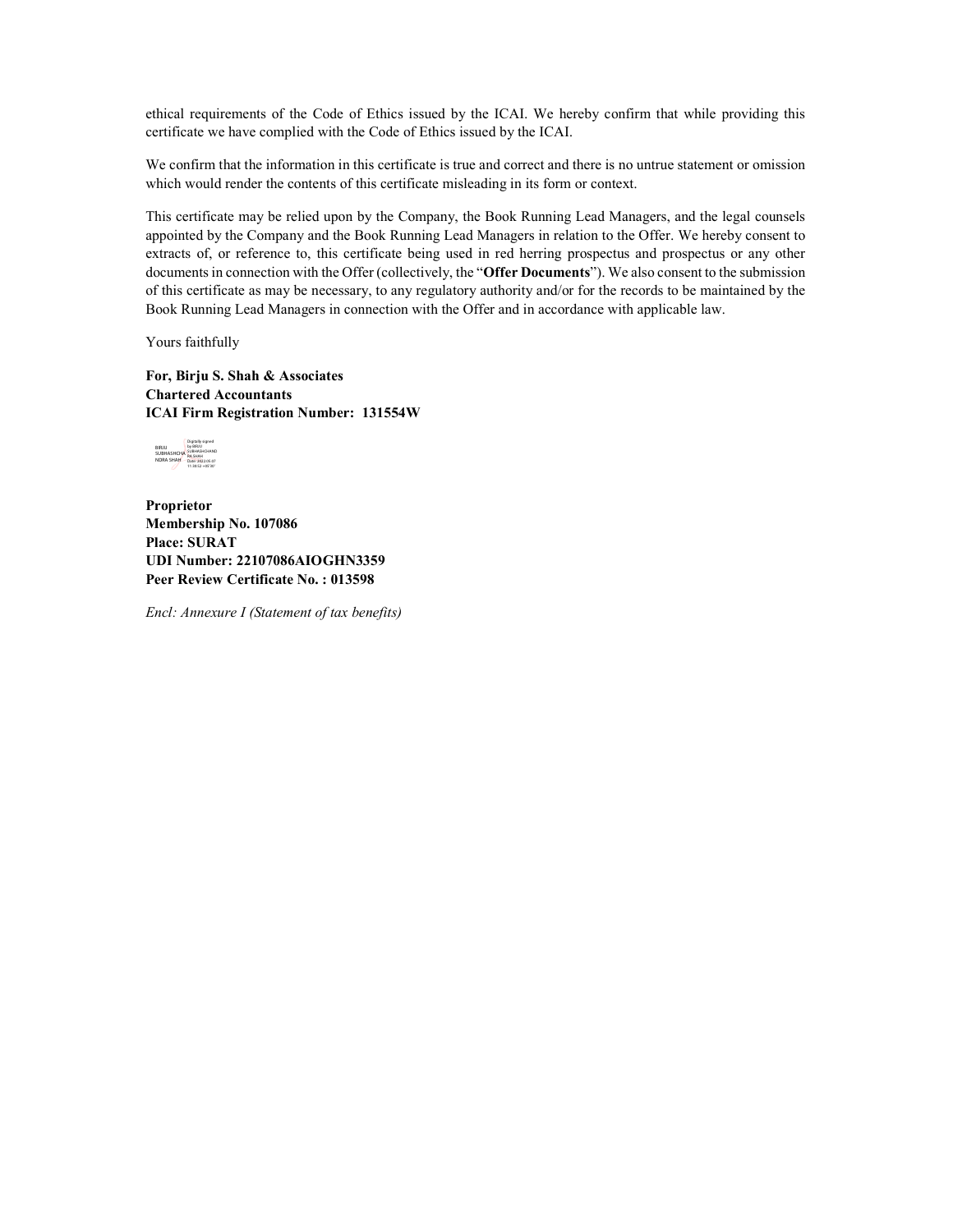ethical requirements of the Code of Ethics issued by the ICAI. We hereby confirm that while providing this certificate we have complied with the Code of Ethics issued by the ICAI.

We confirm that the information in this certificate is true and correct and there is no untrue statement or omission which would render the contents of this certificate misleading in its form or context.

This certificate may be relied upon by the Company, the Book Running Lead Managers, and the legal counsels appointed by the Company and the Book Running Lead Managers in relation to the Offer. We hereby consent to extracts of, or reference to, this certificate being used in red herring prospectus and prospectus or any other documents in connection with the Offer (collectively, the "**Offer Documents**"). We also consent to the submission of this certificate as may be necessary, to any regulatory authority and/or for the records to be maintained by the Book Running Lead Managers in connection with the Offer and in accordance with applicable law.

Yours faithfully

**For, Birju S. Shah & Associates**
**Chartered Accountants**
**ICAI Firm Registration Number: 131554W**

BIRJU SUBHASHCHANDRA SHAH — Digitally signed by BIRJU SUBHASHCHANDRA SHAH Date: 2022.05.07 11:30:52 +05'30'

**Proprietor**
**Membership No. 107086**
**Place: SURAT**
**UDI Number: 22107086AIOGHN3359**
**Peer Review Certificate No. : 013598**

*Encl: Annexure I (Statement of tax benefits)*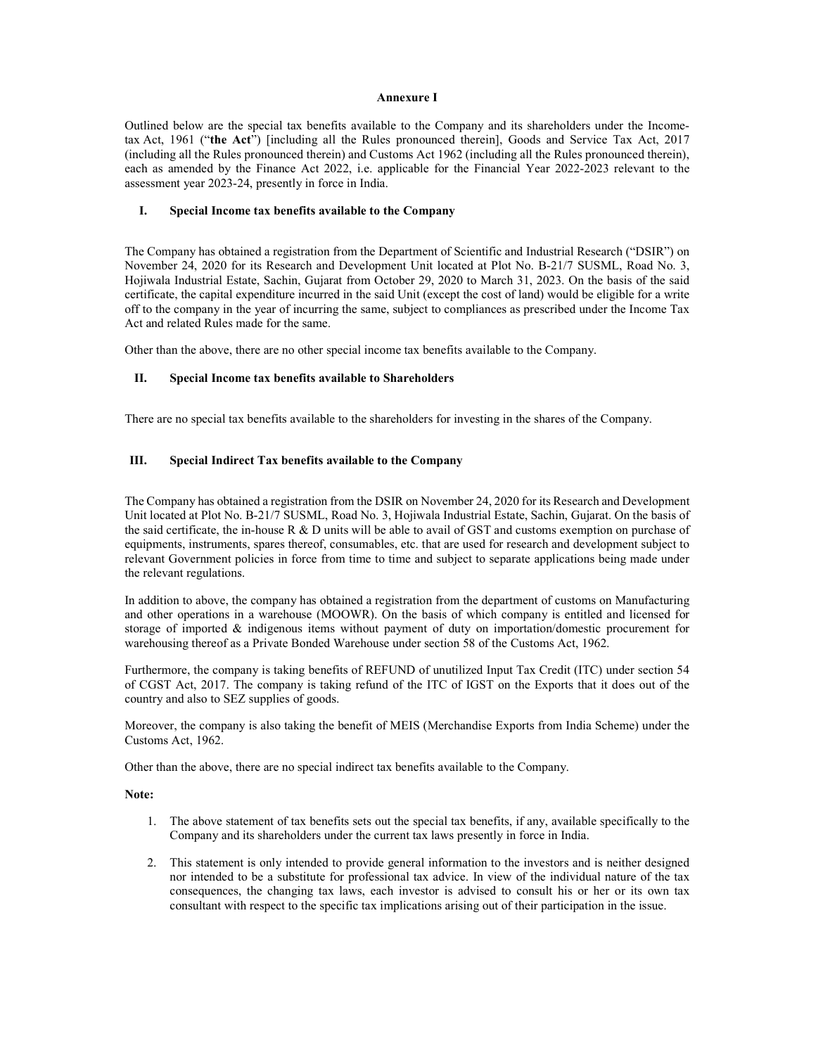## Annexure I

Outlined below are the special tax benefits available to the Company and its shareholders under the Income-tax Act, 1961 ("**the Act**") [including all the Rules pronounced therein], Goods and Service Tax Act, 2017 (including all the Rules pronounced therein) and Customs Act 1962 (including all the Rules pronounced therein), each as amended by the Finance Act 2022, i.e. applicable for the Financial Year 2022-2023 relevant to the assessment year 2023-24, presently in force in India.

### I. Special Income tax benefits available to the Company

The Company has obtained a registration from the Department of Scientific and Industrial Research ("DSIR") on November 24, 2020 for its Research and Development Unit located at Plot No. B-21/7 SUSML, Road No. 3, Hojiwala Industrial Estate, Sachin, Gujarat from October 29, 2020 to March 31, 2023. On the basis of the said certificate, the capital expenditure incurred in the said Unit (except the cost of land) would be eligible for a write off to the company in the year of incurring the same, subject to compliances as prescribed under the Income Tax Act and related Rules made for the same.

Other than the above, there are no other special income tax benefits available to the Company.

### II. Special Income tax benefits available to Shareholders

There are no special tax benefits available to the shareholders for investing in the shares of the Company.

### III. Special Indirect Tax benefits available to the Company

The Company has obtained a registration from the DSIR on November 24, 2020 for its Research and Development Unit located at Plot No. B-21/7 SUSML, Road No. 3, Hojiwala Industrial Estate, Sachin, Gujarat. On the basis of the said certificate, the in-house R & D units will be able to avail of GST and customs exemption on purchase of equipments, instruments, spares thereof, consumables, etc. that are used for research and development subject to relevant Government policies in force from time to time and subject to separate applications being made under the relevant regulations.

In addition to above, the company has obtained a registration from the department of customs on Manufacturing and other operations in a warehouse (MOOWR). On the basis of which company is entitled and licensed for storage of imported & indigenous items without payment of duty on importation/domestic procurement for warehousing thereof as a Private Bonded Warehouse under section 58 of the Customs Act, 1962.

Furthermore, the company is taking benefits of REFUND of unutilized Input Tax Credit (ITC) under section 54 of CGST Act, 2017. The company is taking refund of the ITC of IGST on the Exports that it does out of the country and also to SEZ supplies of goods.

Moreover, the company is also taking the benefit of MEIS (Merchandise Exports from India Scheme) under the Customs Act, 1962.

Other than the above, there are no special indirect tax benefits available to the Company.

**Note:**

1. The above statement of tax benefits sets out the special tax benefits, if any, available specifically to the Company and its shareholders under the current tax laws presently in force in India.
2. This statement is only intended to provide general information to the investors and is neither designed nor intended to be a substitute for professional tax advice. In view of the individual nature of the tax consequences, the changing tax laws, each investor is advised to consult his or her or its own tax consultant with respect to the specific tax implications arising out of their participation in the issue.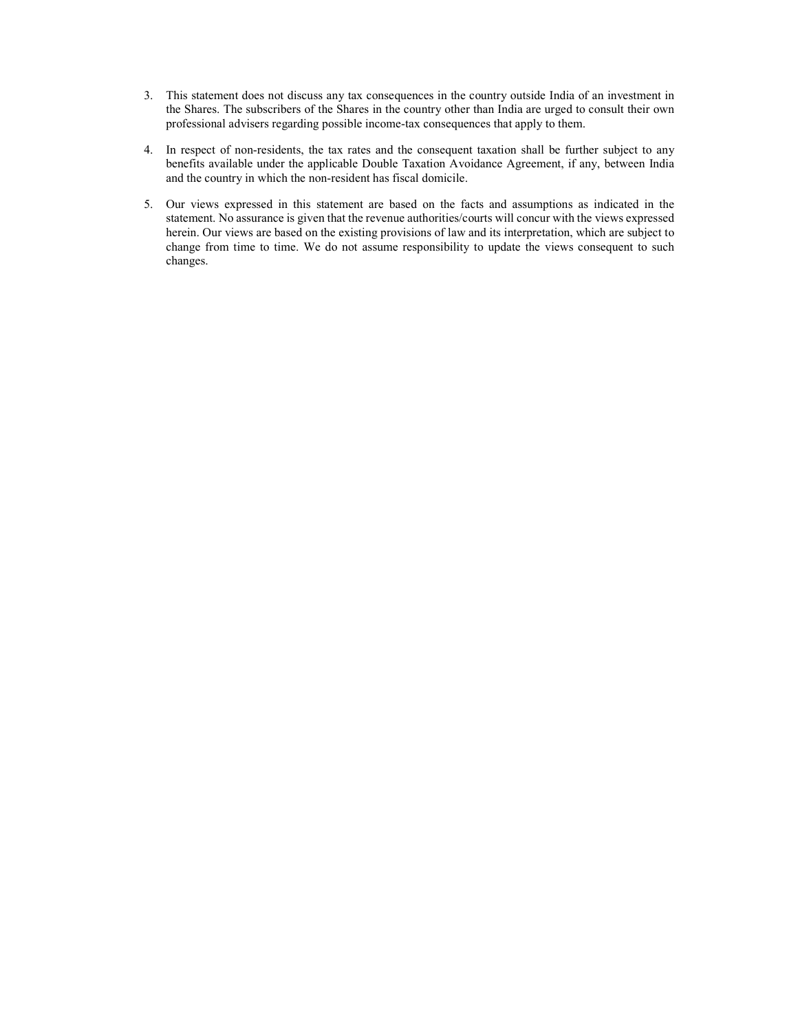3. This statement does not discuss any tax consequences in the country outside India of an investment in the Shares. The subscribers of the Shares in the country other than India are urged to consult their own professional advisers regarding possible income-tax consequences that apply to them.

4. In respect of non-residents, the tax rates and the consequent taxation shall be further subject to any benefits available under the applicable Double Taxation Avoidance Agreement, if any, between India and the country in which the non-resident has fiscal domicile.

5. Our views expressed in this statement are based on the facts and assumptions as indicated in the statement. No assurance is given that the revenue authorities/courts will concur with the views expressed herein. Our views are based on the existing provisions of law and its interpretation, which are subject to change from time to time. We do not assume responsibility to update the views consequent to such changes.